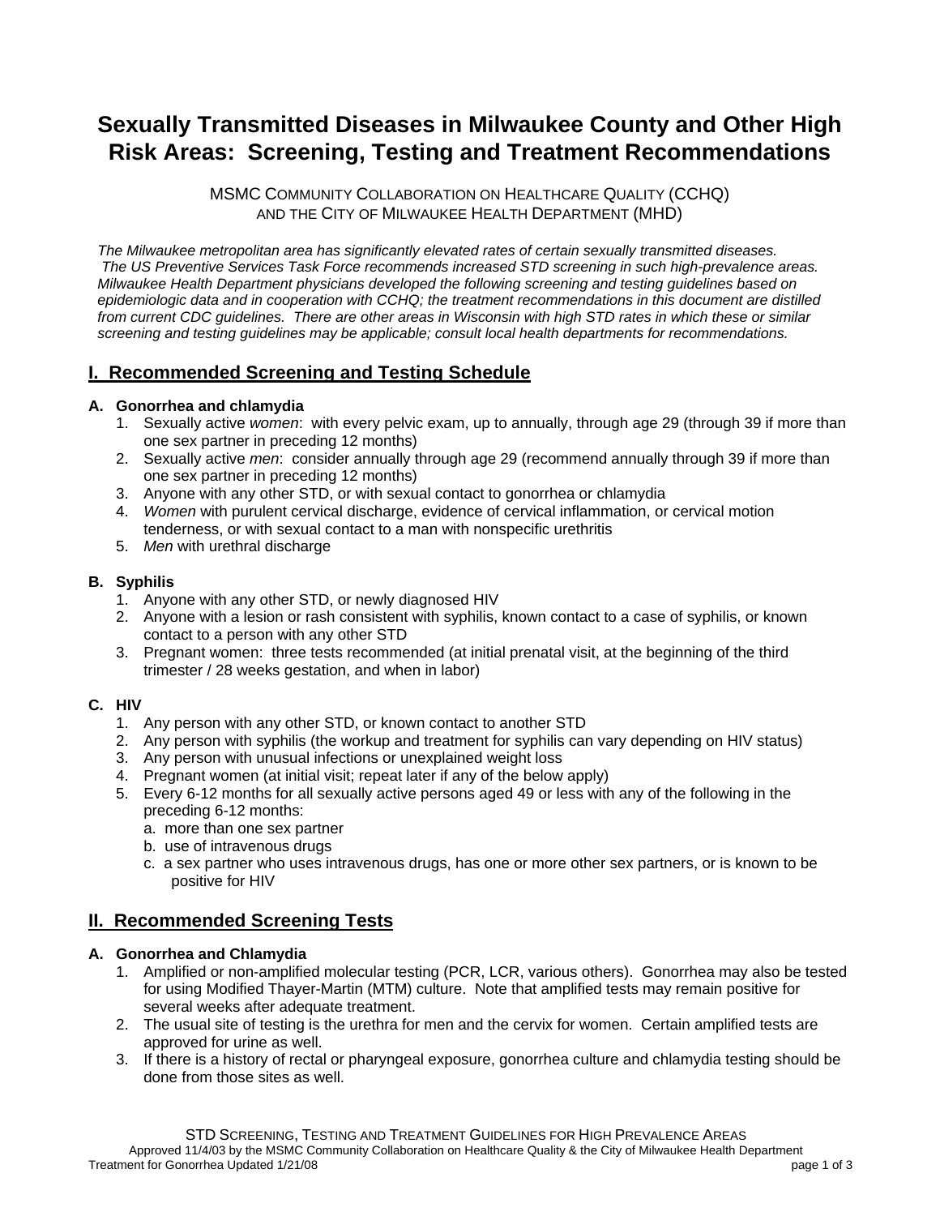# Sexually Transmitted Diseases in Milwaukee County and Other High Risk Areas: Screening, Testing and Treatment Recommendations

MSMC COMMUNITY COLLABORATION ON HEALTHCARE QUALITY (CCHQ)
AND THE CITY OF MILWAUKEE HEALTH DEPARTMENT (MHD)

*The Milwaukee metropolitan area has significantly elevated rates of certain sexually transmitted diseases. The US Preventive Services Task Force recommends increased STD screening in such high-prevalence areas. Milwaukee Health Department physicians developed the following screening and testing guidelines based on epidemiologic data and in cooperation with CCHQ; the treatment recommendations in this document are distilled from current CDC guidelines. There are other areas in Wisconsin with high STD rates in which these or similar screening and testing guidelines may be applicable; consult local health departments for recommendations.*

## I. Recommended Screening and Testing Schedule

**A. Gonorrhea and chlamydia**

1. Sexually active *women*: with every pelvic exam, up to annually, through age 29 (through 39 if more than one sex partner in preceding 12 months)
2. Sexually active *men*: consider annually through age 29 (recommend annually through 39 if more than one sex partner in preceding 12 months)
3. Anyone with any other STD, or with sexual contact to gonorrhea or chlamydia
4. *Women* with purulent cervical discharge, evidence of cervical inflammation, or cervical motion tenderness, or with sexual contact to a man with nonspecific urethritis
5. *Men* with urethral discharge

**B. Syphilis**

1. Anyone with any other STD, or newly diagnosed HIV
2. Anyone with a lesion or rash consistent with syphilis, known contact to a case of syphilis, or known contact to a person with any other STD
3. Pregnant women: three tests recommended (at initial prenatal visit, at the beginning of the third trimester / 28 weeks gestation, and when in labor)

**C. HIV**

1. Any person with any other STD, or known contact to another STD
2. Any person with syphilis (the workup and treatment for syphilis can vary depending on HIV status)
3. Any person with unusual infections or unexplained weight loss
4. Pregnant women (at initial visit; repeat later if any of the below apply)
5. Every 6-12 months for all sexually active persons aged 49 or less with any of the following in the preceding 6-12 months:
   a. more than one sex partner
   b. use of intravenous drugs
   c. a sex partner who uses intravenous drugs, has one or more other sex partners, or is known to be positive for HIV

## II. Recommended Screening Tests

**A. Gonorrhea and Chlamydia**

1. Amplified or non-amplified molecular testing (PCR, LCR, various others). Gonorrhea may also be tested for using Modified Thayer-Martin (MTM) culture. Note that amplified tests may remain positive for several weeks after adequate treatment.
2. The usual site of testing is the urethra for men and the cervix for women. Certain amplified tests are approved for urine as well.
3. If there is a history of rectal or pharyngeal exposure, gonorrhea culture and chlamydia testing should be done from those sites as well.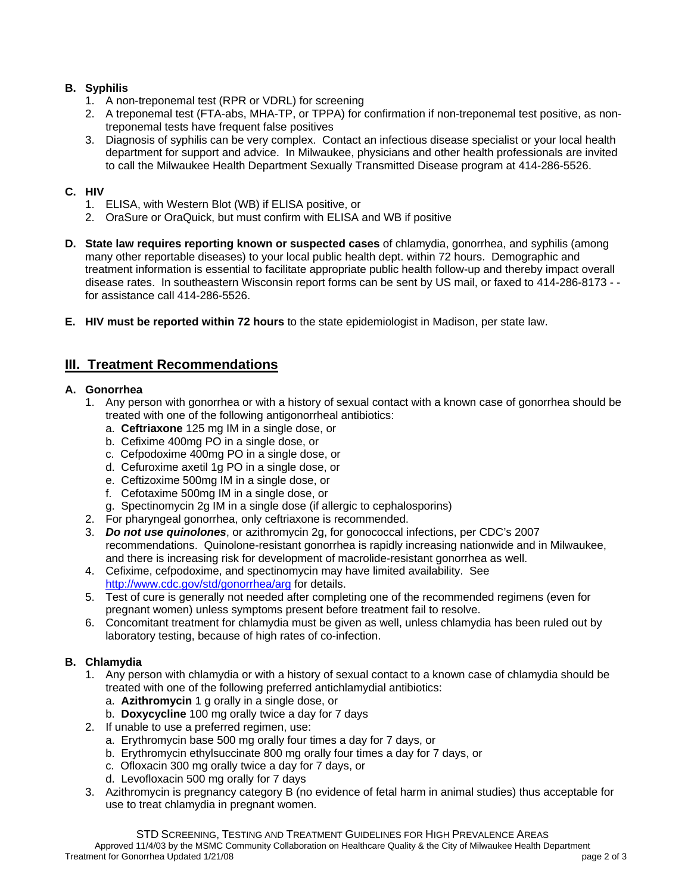**B. Syphilis**

1. A non-treponemal test (RPR or VDRL) for screening
2. A treponemal test (FTA-abs, MHA-TP, or TPPA) for confirmation if non-treponemal test positive, as non-treponemal tests have frequent false positives
3. Diagnosis of syphilis can be very complex. Contact an infectious disease specialist or your local health department for support and advice. In Milwaukee, physicians and other health professionals are invited to call the Milwaukee Health Department Sexually Transmitted Disease program at 414-286-5526.

**C. HIV**

1. ELISA, with Western Blot (WB) if ELISA positive, or
2. OraSure or OraQuick, but must confirm with ELISA and WB if positive

**D. State law requires reporting known or suspected cases** of chlamydia, gonorrhea, and syphilis (among many other reportable diseases) to your local public health dept. within 72 hours. Demographic and treatment information is essential to facilitate appropriate public health follow-up and thereby impact overall disease rates. In southeastern Wisconsin report forms can be sent by US mail, or faxed to 414-286-8173 - - for assistance call 414-286-5526.

**E. HIV must be reported within 72 hours** to the state epidemiologist in Madison, per state law.

## III. Treatment Recommendations

**A. Gonorrhea**

1. Any person with gonorrhea or with a history of sexual contact with a known case of gonorrhea should be treated with one of the following antigonorrheal antibiotics:
   a. **Ceftriaxone** 125 mg IM in a single dose, or
   b. Cefixime 400mg PO in a single dose, or
   c. Cefpodoxime 400mg PO in a single dose, or
   d. Cefuroxime axetil 1g PO in a single dose, or
   e. Ceftizoxime 500mg IM in a single dose, or
   f. Cefotaxime 500mg IM in a single dose, or
   g. Spectinomycin 2g IM in a single dose (if allergic to cephalosporins)
2. For pharyngeal gonorrhea, only ceftriaxone is recommended.
3. ***Do not use quinolones***, or azithromycin 2g, for gonococcal infections, per CDC's 2007 recommendations. Quinolone-resistant gonorrhea is rapidly increasing nationwide and in Milwaukee, and there is increasing risk for development of macrolide-resistant gonorrhea as well.
4. Cefixime, cefpodoxime, and spectinomycin may have limited availability. See http://www.cdc.gov/std/gonorrhea/arg for details.
5. Test of cure is generally not needed after completing one of the recommended regimens (even for pregnant women) unless symptoms present before treatment fail to resolve.
6. Concomitant treatment for chlamydia must be given as well, unless chlamydia has been ruled out by laboratory testing, because of high rates of co-infection.

**B. Chlamydia**

1. Any person with chlamydia or with a history of sexual contact to a known case of chlamydia should be treated with one of the following preferred antichlamydial antibiotics:
   a. **Azithromycin** 1 g orally in a single dose, or
   b. **Doxycycline** 100 mg orally twice a day for 7 days
2. If unable to use a preferred regimen, use:
   a. Erythromycin base 500 mg orally four times a day for 7 days, or
   b. Erythromycin ethylsuccinate 800 mg orally four times a day for 7 days, or
   c. Ofloxacin 300 mg orally twice a day for 7 days, or
   d. Levofloxacin 500 mg orally for 7 days
3. Azithromycin is pregnancy category B (no evidence of fetal harm in animal studies) thus acceptable for use to treat chlamydia in pregnant women.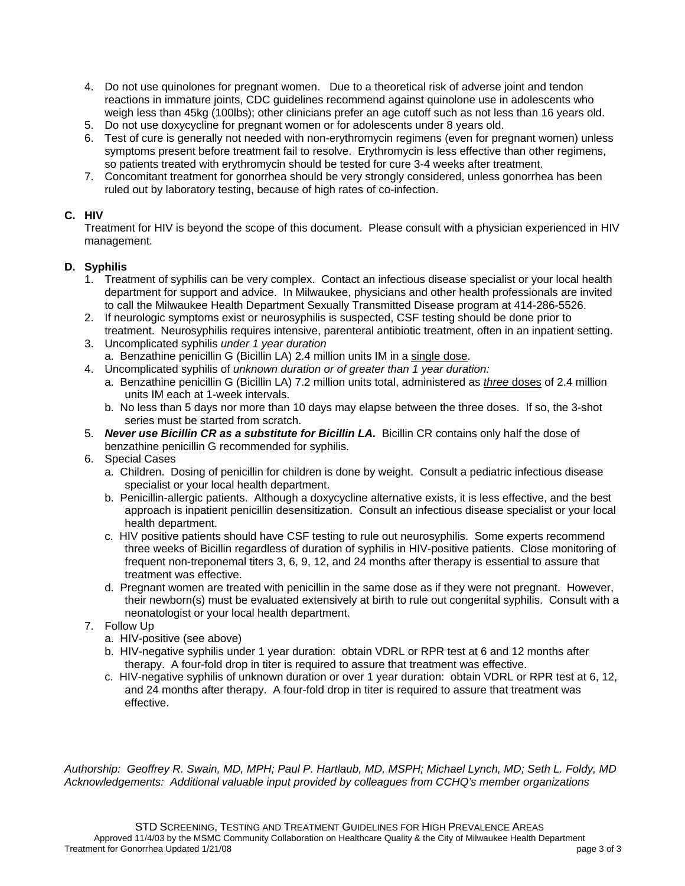4. Do not use quinolones for pregnant women. Due to a theoretical risk of adverse joint and tendon reactions in immature joints, CDC guidelines recommend against quinolone use in adolescents who weigh less than 45kg (100lbs); other clinicians prefer an age cutoff such as not less than 16 years old.
5. Do not use doxycycline for pregnant women or for adolescents under 8 years old.
6. Test of cure is generally not needed with non-erythromycin regimens (even for pregnant women) unless symptoms present before treatment fail to resolve. Erythromycin is less effective than other regimens, so patients treated with erythromycin should be tested for cure 3-4 weeks after treatment.
7. Concomitant treatment for gonorrhea should be very strongly considered, unless gonorrhea has been ruled out by laboratory testing, because of high rates of co-infection.

### C. HIV

Treatment for HIV is beyond the scope of this document. Please consult with a physician experienced in HIV management.

### D. Syphilis

1. Treatment of syphilis can be very complex. Contact an infectious disease specialist or your local health department for support and advice. In Milwaukee, physicians and other health professionals are invited to call the Milwaukee Health Department Sexually Transmitted Disease program at 414-286-5526.
2. If neurologic symptoms exist or neurosyphilis is suspected, CSF testing should be done prior to treatment. Neurosyphilis requires intensive, parenteral antibiotic treatment, often in an inpatient setting.
3. Uncomplicated syphilis *under 1 year duration*
   a. Benzathine penicillin G (Bicillin LA) 2.4 million units IM in a <u>single dose</u>.
4. Uncomplicated syphilis of *unknown duration or of greater than 1 year duration:*
   a. Benzathine penicillin G (Bicillin LA) 7.2 million units total, administered as <u>*three* doses</u> of 2.4 million units IM each at 1-week intervals.
   b. No less than 5 days nor more than 10 days may elapse between the three doses. If so, the 3-shot series must be started from scratch.
5. ***Never use Bicillin CR as a substitute for Bicillin LA.*** Bicillin CR contains only half the dose of benzathine penicillin G recommended for syphilis.
6. Special Cases
   a. Children. Dosing of penicillin for children is done by weight. Consult a pediatric infectious disease specialist or your local health department.
   b. Penicillin-allergic patients. Although a doxycycline alternative exists, it is less effective, and the best approach is inpatient penicillin desensitization. Consult an infectious disease specialist or your local health department.
   c. HIV positive patients should have CSF testing to rule out neurosyphilis. Some experts recommend three weeks of Bicillin regardless of duration of syphilis in HIV-positive patients. Close monitoring of frequent non-treponemal titers 3, 6, 9, 12, and 24 months after therapy is essential to assure that treatment was effective.
   d. Pregnant women are treated with penicillin in the same dose as if they were not pregnant. However, their newborn(s) must be evaluated extensively at birth to rule out congenital syphilis. Consult with a neonatologist or your local health department.
7. Follow Up
   a. HIV-positive (see above)
   b. HIV-negative syphilis under 1 year duration: obtain VDRL or RPR test at 6 and 12 months after therapy. A four-fold drop in titer is required to assure that treatment was effective.
   c. HIV-negative syphilis of unknown duration or over 1 year duration: obtain VDRL or RPR test at 6, 12, and 24 months after therapy. A four-fold drop in titer is required to assure that treatment was effective.

*Authorship: Geoffrey R. Swain, MD, MPH; Paul P. Hartlaub, MD, MSPH; Michael Lynch, MD; Seth L. Foldy, MD*
*Acknowledgements: Additional valuable input provided by colleagues from CCHQ's member organizations*